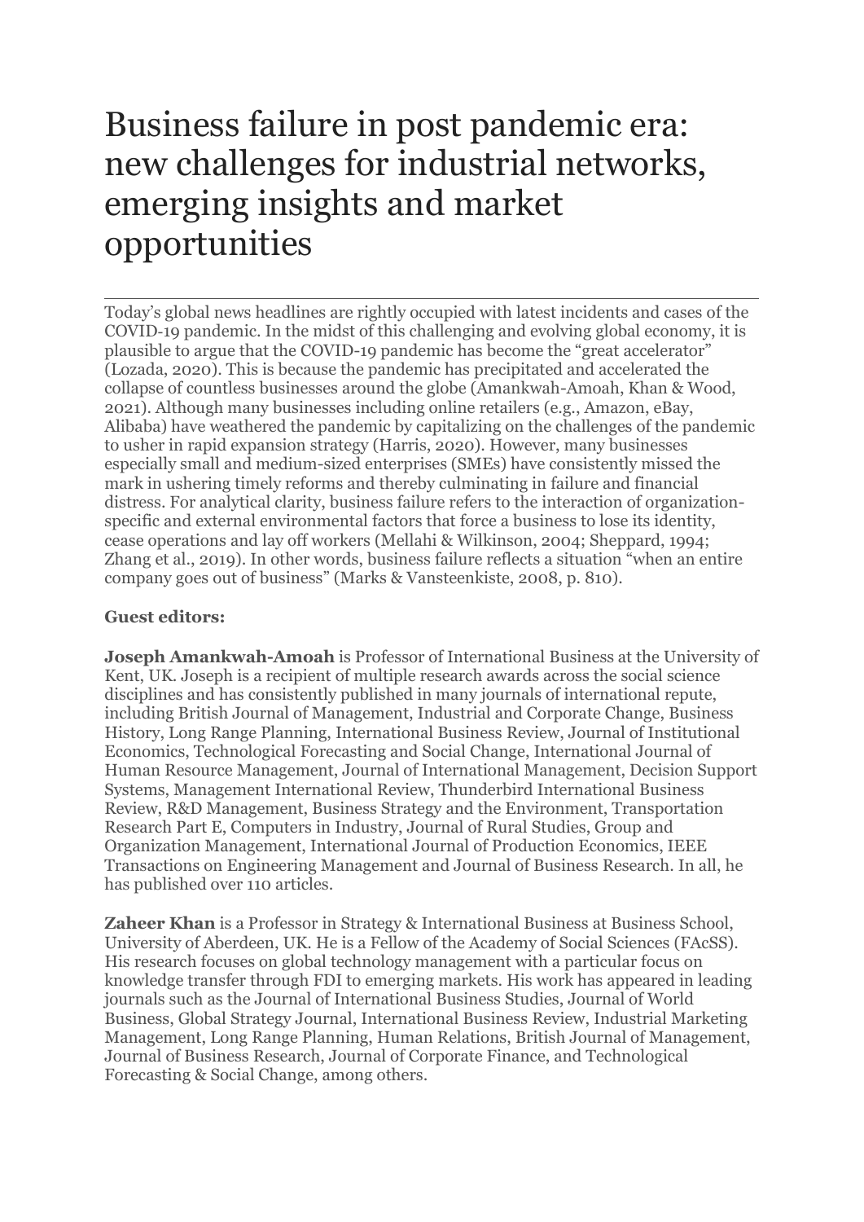# Business failure in post pandemic era: new challenges for industrial networks, emerging insights and market opportunities

---

Today's global news headlines are rightly occupied with latest incidents and cases of the COVID-19 pandemic. In the midst of this challenging and evolving global economy, it is plausible to argue that the COVID-19 pandemic has become the "great accelerator" (Lozada, 2020). This is because the pandemic has precipitated and accelerated the collapse of countless businesses around the globe (Amankwah-Amoah, Khan & Wood, 2021). Although many businesses including online retailers (e.g., Amazon, eBay, Alibaba) have weathered the pandemic by capitalizing on the challenges of the pandemic to usher in rapid expansion strategy (Harris, 2020). However, many businesses especially small and medium-sized enterprises (SMEs) have consistently missed the mark in ushering timely reforms and thereby culminating in failure and financial distress. For analytical clarity, business failure refers to the interaction of organization-specific and external environmental factors that force a business to lose its identity, cease operations and lay off workers (Mellahi & Wilkinson, 2004; Sheppard, 1994; Zhang et al., 2019). In other words, business failure reflects a situation "when an entire company goes out of business" (Marks & Vansteenkiste, 2008, p. 810).

**Guest editors:**

**Joseph Amankwah-Amoah** is Professor of International Business at the University of Kent, UK. Joseph is a recipient of multiple research awards across the social science disciplines and has consistently published in many journals of international repute, including British Journal of Management, Industrial and Corporate Change, Business History, Long Range Planning, International Business Review, Journal of Institutional Economics, Technological Forecasting and Social Change, International Journal of Human Resource Management, Journal of International Management, Decision Support Systems, Management International Review, Thunderbird International Business Review, R&D Management, Business Strategy and the Environment, Transportation Research Part E, Computers in Industry, Journal of Rural Studies, Group and Organization Management, International Journal of Production Economics, IEEE Transactions on Engineering Management and Journal of Business Research. In all, he has published over 110 articles.

**Zaheer Khan** is a Professor in Strategy & International Business at Business School, University of Aberdeen, UK. He is a Fellow of the Academy of Social Sciences (FAcSS). His research focuses on global technology management with a particular focus on knowledge transfer through FDI to emerging markets. His work has appeared in leading journals such as the Journal of International Business Studies, Journal of World Business, Global Strategy Journal, International Business Review, Industrial Marketing Management, Long Range Planning, Human Relations, British Journal of Management, Journal of Business Research, Journal of Corporate Finance, and Technological Forecasting & Social Change, among others.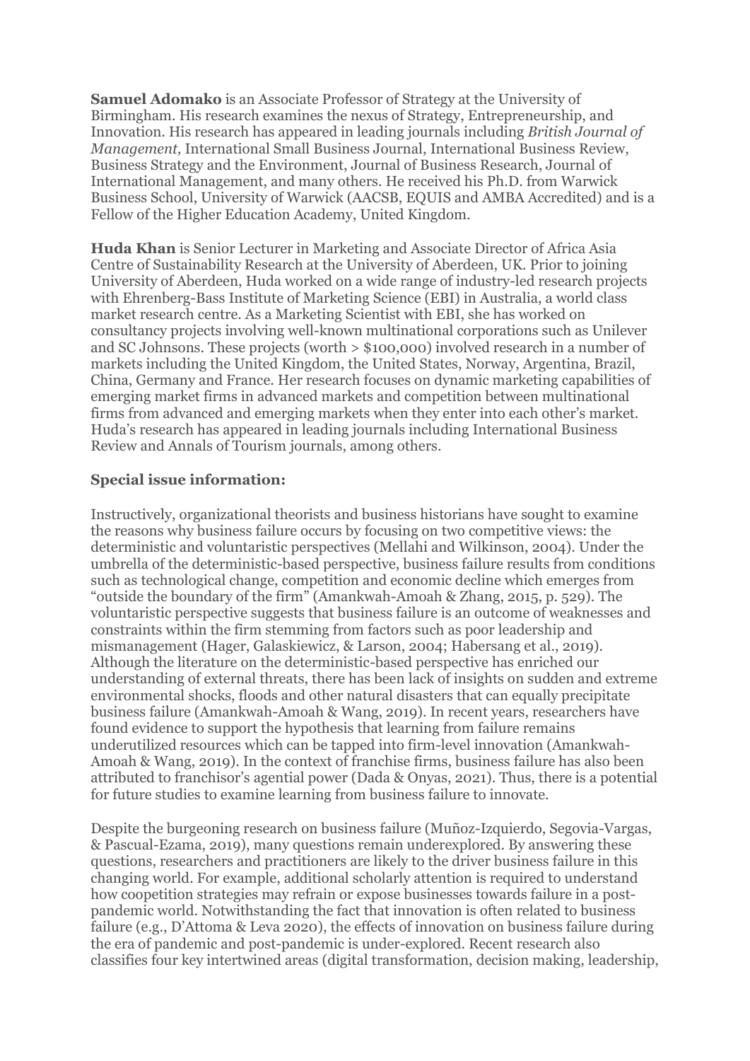**Samuel Adomako** is an Associate Professor of Strategy at the University of Birmingham. His research examines the nexus of Strategy, Entrepreneurship, and Innovation. His research has appeared in leading journals including *British Journal of Management,* International Small Business Journal, International Business Review, Business Strategy and the Environment, Journal of Business Research, Journal of International Management, and many others. He received his Ph.D. from Warwick Business School, University of Warwick (AACSB, EQUIS and AMBA Accredited) and is a Fellow of the Higher Education Academy, United Kingdom.

**Huda Khan** is Senior Lecturer in Marketing and Associate Director of Africa Asia Centre of Sustainability Research at the University of Aberdeen, UK. Prior to joining University of Aberdeen, Huda worked on a wide range of industry-led research projects with Ehrenberg-Bass Institute of Marketing Science (EBI) in Australia, a world class market research centre. As a Marketing Scientist with EBI, she has worked on consultancy projects involving well-known multinational corporations such as Unilever and SC Johnsons. These projects (worth > $100,000) involved research in a number of markets including the United Kingdom, the United States, Norway, Argentina, Brazil, China, Germany and France. Her research focuses on dynamic marketing capabilities of emerging market firms in advanced markets and competition between multinational firms from advanced and emerging markets when they enter into each other's market. Huda's research has appeared in leading journals including International Business Review and Annals of Tourism journals, among others.

**Special issue information:**

Instructively, organizational theorists and business historians have sought to examine the reasons why business failure occurs by focusing on two competitive views: the deterministic and voluntaristic perspectives (Mellahi and Wilkinson, 2004). Under the umbrella of the deterministic-based perspective, business failure results from conditions such as technological change, competition and economic decline which emerges from "outside the boundary of the firm" (Amankwah-Amoah & Zhang, 2015, p. 529). The voluntaristic perspective suggests that business failure is an outcome of weaknesses and constraints within the firm stemming from factors such as poor leadership and mismanagement (Hager, Galaskiewicz, & Larson, 2004; Habersang et al., 2019). Although the literature on the deterministic-based perspective has enriched our understanding of external threats, there has been lack of insights on sudden and extreme environmental shocks, floods and other natural disasters that can equally precipitate business failure (Amankwah-Amoah & Wang, 2019). In recent years, researchers have found evidence to support the hypothesis that learning from failure remains underutilized resources which can be tapped into firm-level innovation (Amankwah-Amoah & Wang, 2019). In the context of franchise firms, business failure has also been attributed to franchisor's agential power (Dada & Onyas, 2021). Thus, there is a potential for future studies to examine learning from business failure to innovate.

Despite the burgeoning research on business failure (Muñoz-Izquierdo, Segovia-Vargas, & Pascual-Ezama, 2019), many questions remain underexplored. By answering these questions, researchers and practitioners are likely to the driver business failure in this changing world. For example, additional scholarly attention is required to understand how coopetition strategies may refrain or expose businesses towards failure in a post-pandemic world. Notwithstanding the fact that innovation is often related to business failure (e.g., D'Attoma & Leva 2020), the effects of innovation on business failure during the era of pandemic and post-pandemic is under-explored. Recent research also classifies four key intertwined areas (digital transformation, decision making, leadership,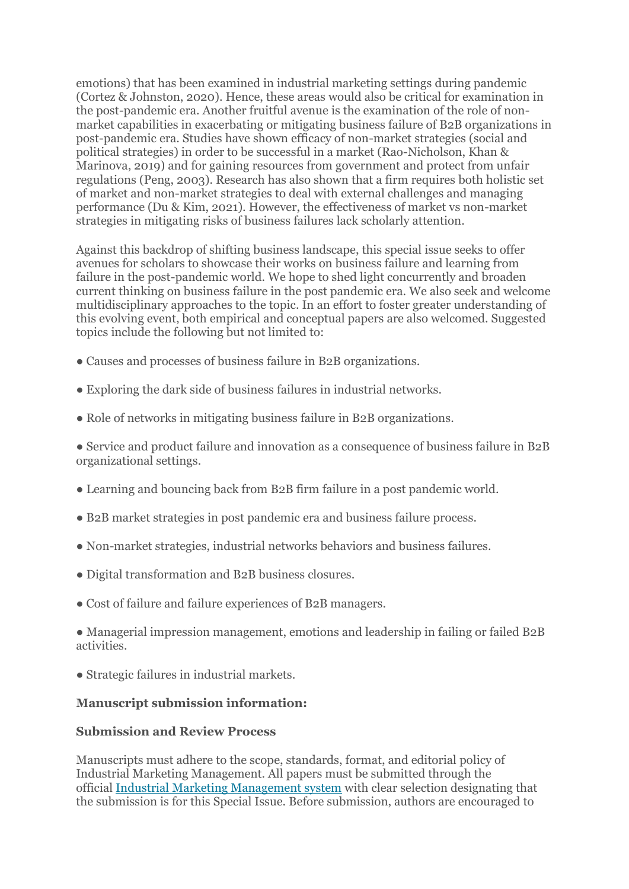emotions) that has been examined in industrial marketing settings during pandemic (Cortez & Johnston, 2020). Hence, these areas would also be critical for examination in the post-pandemic era. Another fruitful avenue is the examination of the role of non-market capabilities in exacerbating or mitigating business failure of B2B organizations in post-pandemic era. Studies have shown efficacy of non-market strategies (social and political strategies) in order to be successful in a market (Rao-Nicholson, Khan & Marinova, 2019) and for gaining resources from government and protect from unfair regulations (Peng, 2003). Research has also shown that a firm requires both holistic set of market and non-market strategies to deal with external challenges and managing performance (Du & Kim, 2021). However, the effectiveness of market vs non-market strategies in mitigating risks of business failures lack scholarly attention.

Against this backdrop of shifting business landscape, this special issue seeks to offer avenues for scholars to showcase their works on business failure and learning from failure in the post-pandemic world. We hope to shed light concurrently and broaden current thinking on business failure in the post pandemic era. We also seek and welcome multidisciplinary approaches to the topic. In an effort to foster greater understanding of this evolving event, both empirical and conceptual papers are also welcomed. Suggested topics include the following but not limited to:

- Causes and processes of business failure in B2B organizations.
- Exploring the dark side of business failures in industrial networks.
- Role of networks in mitigating business failure in B2B organizations.
- Service and product failure and innovation as a consequence of business failure in B2B organizational settings.
- Learning and bouncing back from B2B firm failure in a post pandemic world.
- B2B market strategies in post pandemic era and business failure process.
- Non-market strategies, industrial networks behaviors and business failures.
- Digital transformation and B2B business closures.
- Cost of failure and failure experiences of B2B managers.
- Managerial impression management, emotions and leadership in failing or failed B2B activities.
- Strategic failures in industrial markets.

**Manuscript submission information:**

**Submission and Review Process**

Manuscripts must adhere to the scope, standards, format, and editorial policy of Industrial Marketing Management. All papers must be submitted through the official Industrial Marketing Management system with clear selection designating that the submission is for this Special Issue. Before submission, authors are encouraged to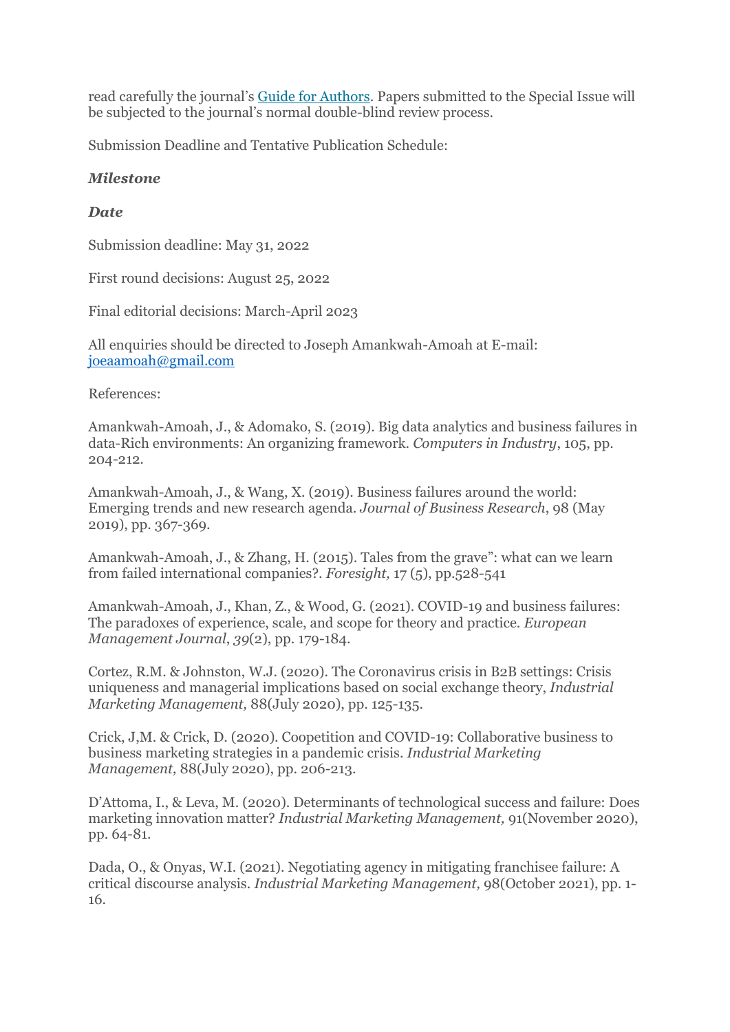read carefully the journal's Guide for Authors. Papers submitted to the Special Issue will be subjected to the journal's normal double-blind review process.

Submission Deadline and Tentative Publication Schedule:

***Milestone***

***Date***

Submission deadline: May 31, 2022

First round decisions: August 25, 2022

Final editorial decisions: March-April 2023

All enquiries should be directed to Joseph Amankwah-Amoah at E-mail: joeaamoah@gmail.com

References:

Amankwah-Amoah, J., & Adomako, S. (2019). Big data analytics and business failures in data-Rich environments: An organizing framework. *Computers in Industry*, 105, pp. 204-212.

Amankwah-Amoah, J., & Wang, X. (2019). Business failures around the world: Emerging trends and new research agenda. *Journal of Business Research*, 98 (May 2019), pp. 367-369.

Amankwah-Amoah, J., & Zhang, H. (2015). Tales from the grave": what can we learn from failed international companies?. *Foresight,* 17 (5), pp.528-541

Amankwah-Amoah, J., Khan, Z., & Wood, G. (2021). COVID-19 and business failures: The paradoxes of experience, scale, and scope for theory and practice. *European Management Journal*, *39*(2), pp. 179-184.

Cortez, R.M. & Johnston, W.J. (2020). The Coronavirus crisis in B2B settings: Crisis uniqueness and managerial implications based on social exchange theory, *Industrial Marketing Management,* 88(July 2020), pp. 125-135.

Crick, J,M. & Crick, D. (2020). Coopetition and COVID-19: Collaborative business to business marketing strategies in a pandemic crisis. *Industrial Marketing Management,* 88(July 2020), pp. 206-213.

D'Attoma, I., & Leva, M. (2020). Determinants of technological success and failure: Does marketing innovation matter? *Industrial Marketing Management,* 91(November 2020), pp. 64-81.

Dada, O., & Onyas, W.I. (2021). Negotiating agency in mitigating franchisee failure: A critical discourse analysis. *Industrial Marketing Management,* 98(October 2021), pp. 1-16.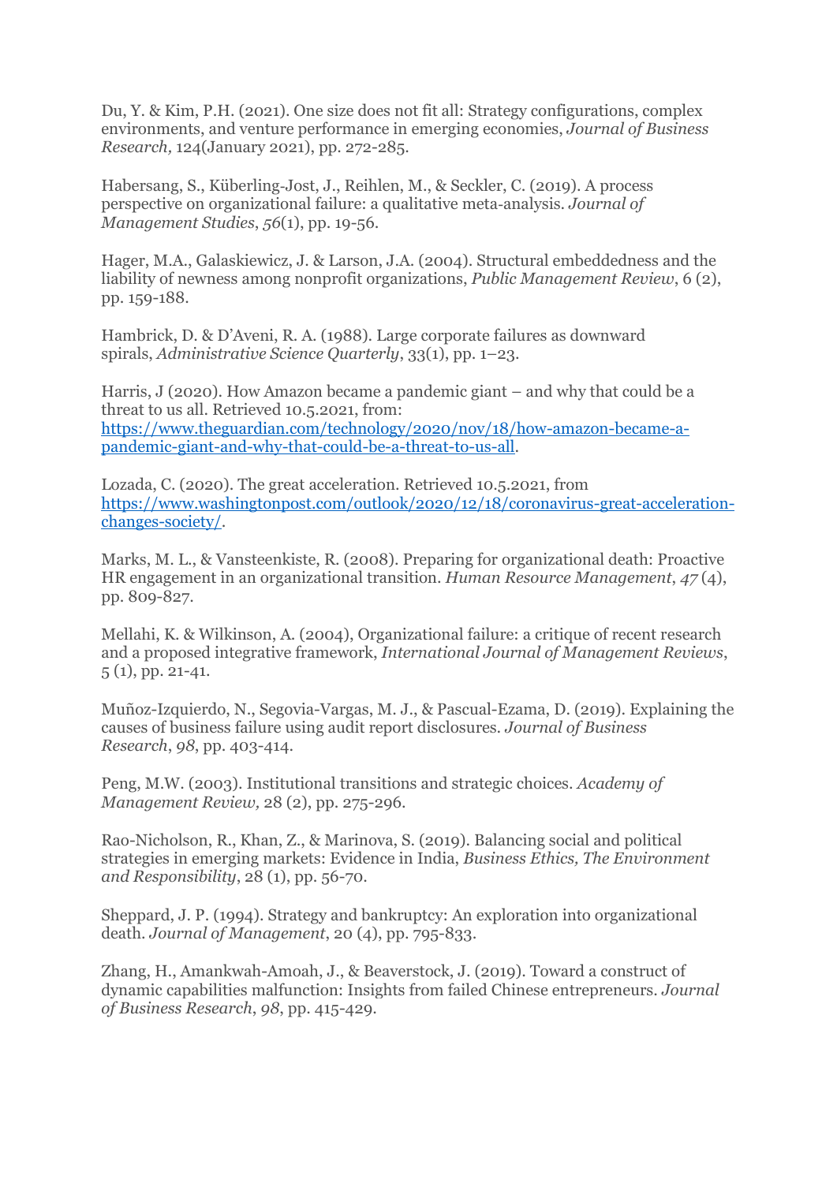Du, Y. & Kim, P.H. (2021). One size does not fit all: Strategy configurations, complex environments, and venture performance in emerging economies, *Journal of Business Research,* 124(January 2021), pp. 272-285.

Habersang, S., Küberling-Jost, J., Reihlen, M., & Seckler, C. (2019). A process perspective on organizational failure: a qualitative meta-analysis. *Journal of Management Studies*, *56*(1), pp. 19-56.

Hager, M.A., Galaskiewicz, J. & Larson, J.A. (2004). Structural embeddedness and the liability of newness among nonprofit organizations, *Public Management Review*, 6 (2), pp. 159-188.

Hambrick, D. & D'Aveni, R. A. (1988). Large corporate failures as downward spirals, *Administrative Science Quarterly*, 33(1), pp. 1–23.

Harris, J (2020). How Amazon became a pandemic giant – and why that could be a threat to us all. Retrieved 10.5.2021, from: [https://www.theguardian.com/technology/2020/nov/18/how-amazon-became-a-pandemic-giant-and-why-that-could-be-a-threat-to-us-all](https://www.theguardian.com/technology/2020/nov/18/how-amazon-became-a-pandemic-giant-and-why-that-could-be-a-threat-to-us-all).

Lozada, C. (2020). The great acceleration. Retrieved 10.5.2021, from [https://www.washingtonpost.com/outlook/2020/12/18/coronavirus-great-acceleration-changes-society/](https://www.washingtonpost.com/outlook/2020/12/18/coronavirus-great-acceleration-changes-society/).

Marks, M. L., & Vansteenkiste, R. (2008). Preparing for organizational death: Proactive HR engagement in an organizational transition. *Human Resource Management*, *47* (4), pp. 809-827.

Mellahi, K. & Wilkinson, A. (2004), Organizational failure: a critique of recent research and a proposed integrative framework, *International Journal of Management Reviews*, 5 (1), pp. 21-41.

Muñoz-Izquierdo, N., Segovia-Vargas, M. J., & Pascual-Ezama, D. (2019). Explaining the causes of business failure using audit report disclosures. *Journal of Business Research*, *98*, pp. 403-414.

Peng, M.W. (2003). Institutional transitions and strategic choices. *Academy of Management Review,* 28 (2), pp. 275-296.

Rao-Nicholson, R., Khan, Z., & Marinova, S. (2019). Balancing social and political strategies in emerging markets: Evidence in India, *Business Ethics, The Environment and Responsibility*, 28 (1), pp. 56-70.

Sheppard, J. P. (1994). Strategy and bankruptcy: An exploration into organizational death. *Journal of Management*, 20 (4), pp. 795-833.

Zhang, H., Amankwah-Amoah, J., & Beaverstock, J. (2019). Toward a construct of dynamic capabilities malfunction: Insights from failed Chinese entrepreneurs. *Journal of Business Research*, *98*, pp. 415-429.